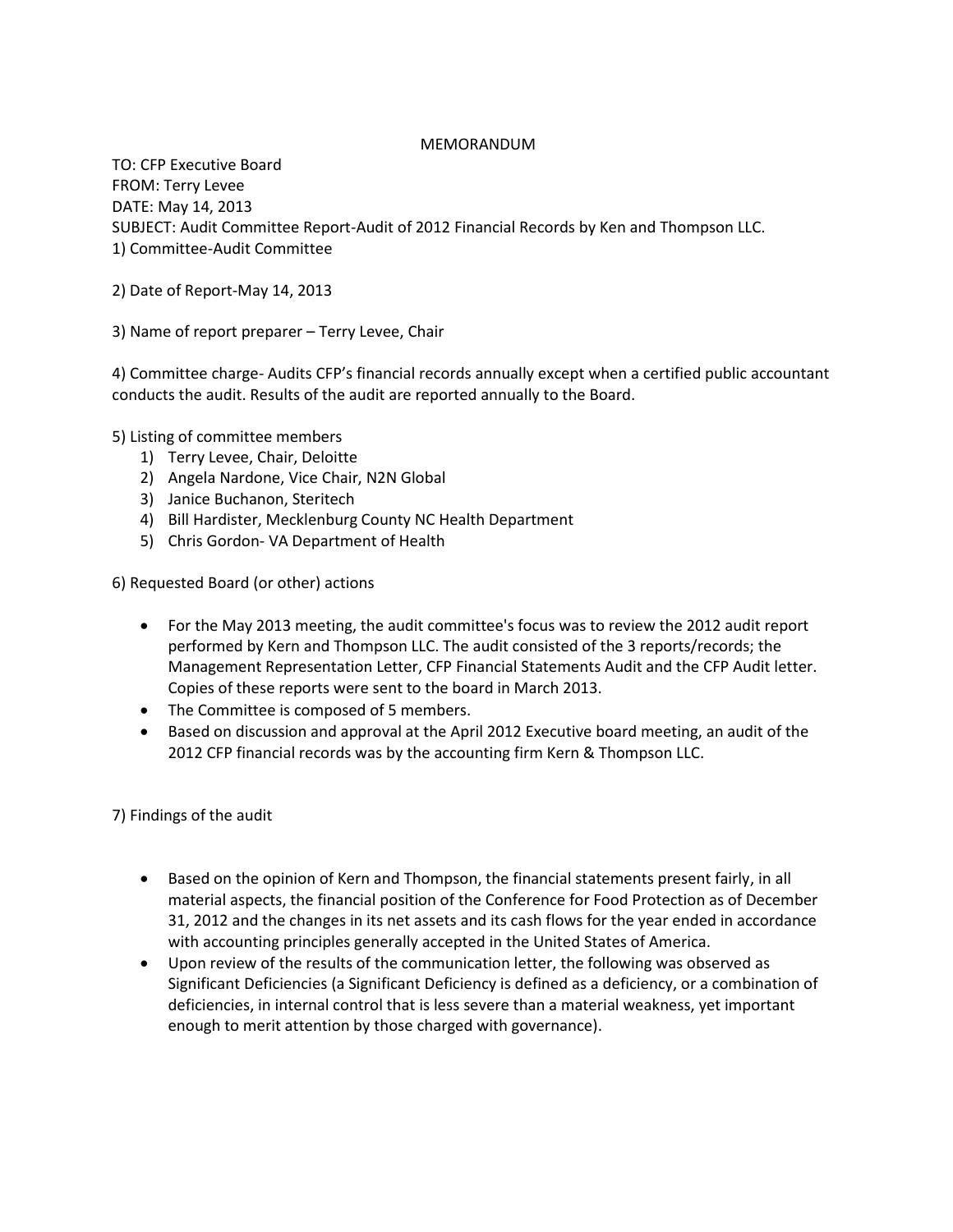# MEMORANDUM

TO: CFP Executive Board
FROM: Terry Levee
DATE: May 14, 2013
SUBJECT: Audit Committee Report-Audit of 2012 Financial Records by Ken and Thompson LLC.
1) Committee-Audit Committee

2) Date of Report-May 14, 2013

3) Name of report preparer – Terry Levee, Chair

4) Committee charge- Audits CFP's financial records annually except when a certified public accountant conducts the audit. Results of the audit are reported annually to the Board.

5) Listing of committee members
   1) Terry Levee, Chair, Deloitte
   2) Angela Nardone, Vice Chair, N2N Global
   3) Janice Buchanon, Steritech
   4) Bill Hardister, Mecklenburg County NC Health Department
   5) Chris Gordon- VA Department of Health

6) Requested Board (or other) actions

- For the May 2013 meeting, the audit committee's focus was to review the 2012 audit report performed by Kern and Thompson LLC. The audit consisted of the 3 reports/records; the Management Representation Letter, CFP Financial Statements Audit and the CFP Audit letter. Copies of these reports were sent to the board in March 2013.
- The Committee is composed of 5 members.
- Based on discussion and approval at the April 2012 Executive board meeting, an audit of the 2012 CFP financial records was by the accounting firm Kern & Thompson LLC.

7) Findings of the audit

- Based on the opinion of Kern and Thompson, the financial statements present fairly, in all material aspects, the financial position of the Conference for Food Protection as of December 31, 2012 and the changes in its net assets and its cash flows for the year ended in accordance with accounting principles generally accepted in the United States of America.
- Upon review of the results of the communication letter, the following was observed as Significant Deficiencies (a Significant Deficiency is defined as a deficiency, or a combination of deficiencies, in internal control that is less severe than a material weakness, yet important enough to merit attention by those charged with governance).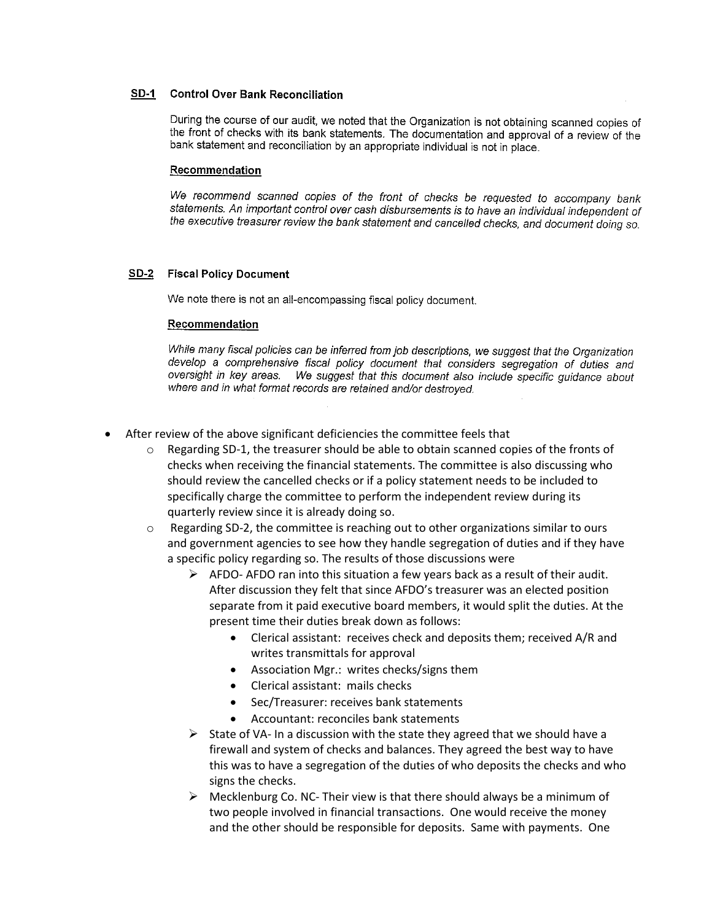### SD-1 Control Over Bank Reconciliation

During the course of our audit, we noted that the Organization is not obtaining scanned copies of the front of checks with its bank statements. The documentation and approval of a review of the bank statement and reconciliation by an appropriate individual is not in place.

**Recommendation**

*We recommend scanned copies of the front of checks be requested to accompany bank statements. An important control over cash disbursements is to have an individual independent of the executive treasurer review the bank statement and cancelled checks, and document doing so.*

### SD-2 Fiscal Policy Document

We note there is not an all-encompassing fiscal policy document.

**Recommendation**

*While many fiscal policies can be inferred from job descriptions, we suggest that the Organization develop a comprehensive fiscal policy document that considers segregation of duties and oversight in key areas. We suggest that this document also include specific guidance about where and in what format records are retained and/or destroyed.*

- After review of the above significant deficiencies the committee feels that
  - Regarding SD-1, the treasurer should be able to obtain scanned copies of the fronts of checks when receiving the financial statements. The committee is also discussing who should review the cancelled checks or if a policy statement needs to be included to specifically charge the committee to perform the independent review during its quarterly review since it is already doing so.
  - Regarding SD-2, the committee is reaching out to other organizations similar to ours and government agencies to see how they handle segregation of duties and if they have a specific policy regarding so. The results of those discussions were
    - AFDO- AFDO ran into this situation a few years back as a result of their audit. After discussion they felt that since AFDO's treasurer was an elected position separate from it paid executive board members, it would split the duties. At the present time their duties break down as follows:
      - Clerical assistant: receives check and deposits them; received A/R and writes transmittals for approval
      - Association Mgr.: writes checks/signs them
      - Clerical assistant: mails checks
      - Sec/Treasurer: receives bank statements
      - Accountant: reconciles bank statements
    - State of VA- In a discussion with the state they agreed that we should have a firewall and system of checks and balances. They agreed the best way to have this was to have a segregation of the duties of who deposits the checks and who signs the checks.
    - Mecklenburg Co. NC- Their view is that there should always be a minimum of two people involved in financial transactions. One would receive the money and the other should be responsible for deposits. Same with payments. One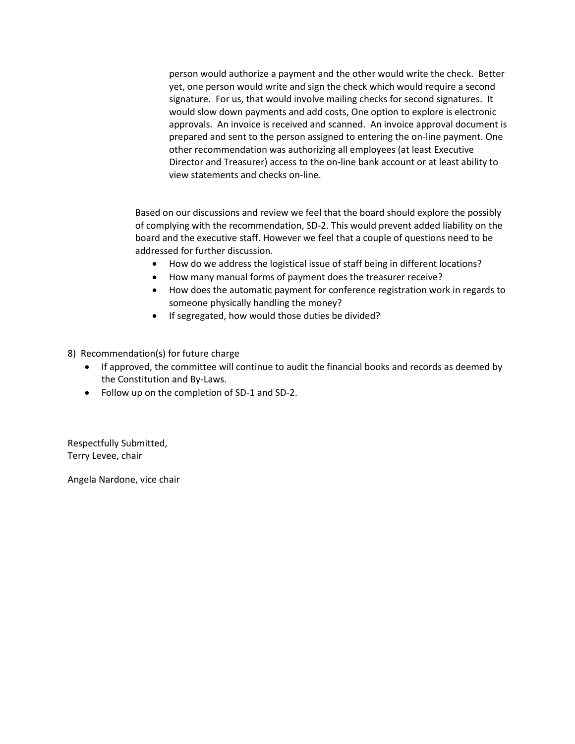person would authorize a payment and the other would write the check. Better yet, one person would write and sign the check which would require a second signature. For us, that would involve mailing checks for second signatures. It would slow down payments and add costs, One option to explore is electronic approvals. An invoice is received and scanned. An invoice approval document is prepared and sent to the person assigned to entering the on-line payment. One other recommendation was authorizing all employees (at least Executive Director and Treasurer) access to the on-line bank account or at least ability to view statements and checks on-line.

Based on our discussions and review we feel that the board should explore the possibly of complying with the recommendation, SD-2. This would prevent added liability on the board and the executive staff. However we feel that a couple of questions need to be addressed for further discussion.

- How do we address the logistical issue of staff being in different locations?
- How many manual forms of payment does the treasurer receive?
- How does the automatic payment for conference registration work in regards to someone physically handling the money?
- If segregated, how would those duties be divided?

8) Recommendation(s) for future charge

- If approved, the committee will continue to audit the financial books and records as deemed by the Constitution and By-Laws.
- Follow up on the completion of SD-1 and SD-2.

Respectfully Submitted,
Terry Levee, chair

Angela Nardone, vice chair